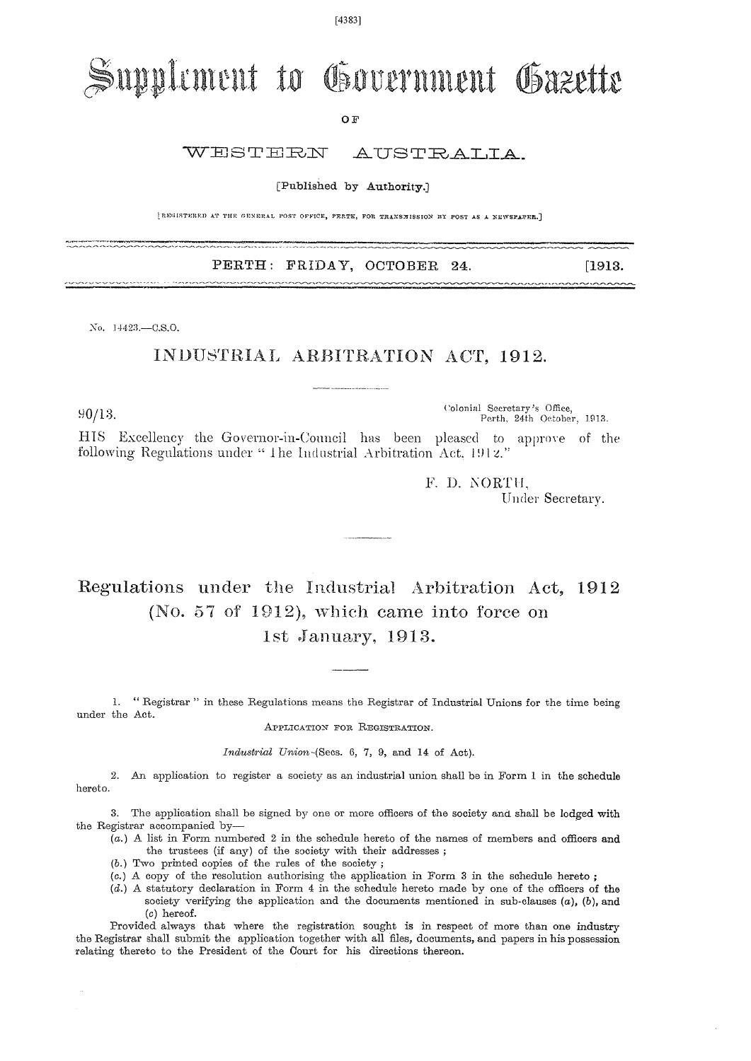# Supplement to Government Gazette

OF

## WESTERN AUSTRALIA.

[Published by Authority.]

[REGISTERED AT THE GENERAL POST OFFICE, PERTH, FOR TRANSMISSION BY POST AS A NEWSPAPER.]

PERTH: FRIDAY, OCTOBER 24. [1913.

No. 14423.—C.S.O.

## INDUSTRIAL ARBITRATION ACT, 1912.

90/13.

Colonial Secretary's Office,
Perth, 24th October, 1913.

HIS Excellency the Governor-in-Council has been pleased to approve of the following Regulations under "The Industrial Arbitration Act, 1912."

F. D. NORTH,
Under Secretary.

## Regulations under the Industrial Arbitration Act, 1912 (No. 57 of 1912), which came into force on 1st January, 1913.

1. "Registrar" in these Regulations means the Registrar of Industrial Unions for the time being under the Act.

APPLICATION FOR REGISTRATION.

*Industrial Union*—(Secs. 6, 7, 9, and 14 of Act).

2. An application to register a society as an industrial union shall be in Form 1 in the schedule hereto.

3. The application shall be signed by one or more officers of the society and shall be lodged with the Registrar accompanied by—

(*a.*) A list in Form numbered 2 in the schedule hereto of the names of members and officers and the trustees (if any) of the society with their addresses;

(*b.*) Two printed copies of the rules of the society;

(*c.*) A copy of the resolution authorising the application in Form 3 in the schedule hereto;

(*d.*) A statutory declaration in Form 4 in the schedule hereto made by one of the officers of the society verifying the application and the documents mentioned in sub-clauses (*a*), (*b*), and (*c*) hereof.

Provided always that where the registration sought is in respect of more than one industry the Registrar shall submit the application together with all files, documents, and papers in his possession relating thereto to the President of the Court for his directions thereon.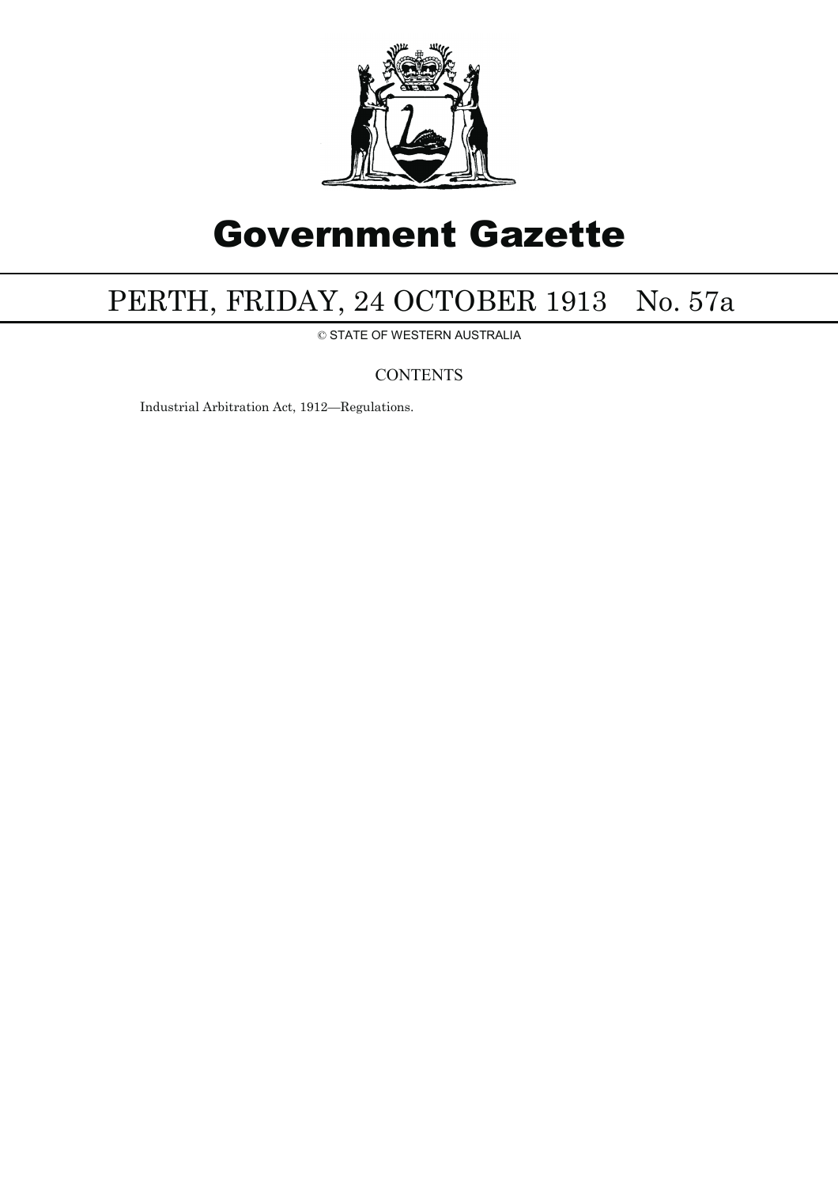# Government Gazette

PERTH, FRIDAY, 24 OCTOBER 1913 No. 57a

© STATE OF WESTERN AUSTRALIA

CONTENTS

Industrial Arbitration Act, 1912—Regulations.